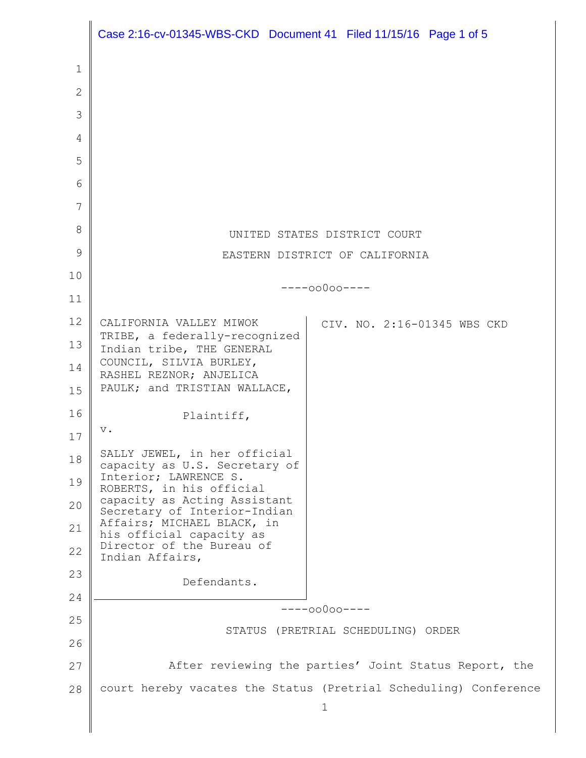UNITED STATES DISTRICT COURT

EASTERN DISTRICT OF CALIFORNIA

----oo0oo----

| | |
|---|---|
| CALIFORNIA VALLEY MIWOK TRIBE, a federally-recognized Indian tribe, THE GENERAL COUNCIL, SILVIA BURLEY, RASHEL REZNOR; ANJELICA PAULK; and TRISTIAN WALLACE,<br><br>Plaintiff,<br><br>v.<br><br>SALLY JEWEL, in her official capacity as U.S. Secretary of Interior; LAWRENCE S. ROBERTS, in his official capacity as Acting Assistant Secretary of Interior-Indian Affairs; MICHAEL BLACK, in his official capacity as Director of the Bureau of Indian Affairs,<br><br>Defendants. | CIV. NO. 2:16-01345 WBS CKD |

----oo0oo----

STATUS (PRETRIAL SCHEDULING) ORDER

After reviewing the parties' Joint Status Report, the court hereby vacates the Status (Pretrial Scheduling) Conference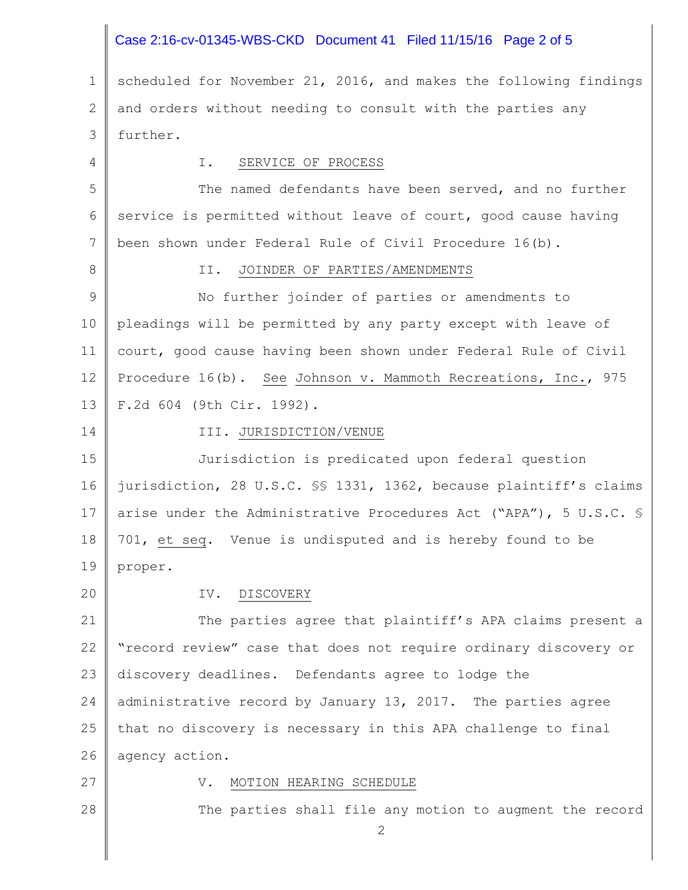scheduled for November 21, 2016, and makes the following findings and orders without needing to consult with the parties any further.

I. SERVICE OF PROCESS

The named defendants have been served, and no further service is permitted without leave of court, good cause having been shown under Federal Rule of Civil Procedure 16(b).

II. JOINDER OF PARTIES/AMENDMENTS

No further joinder of parties or amendments to pleadings will be permitted by any party except with leave of court, good cause having been shown under Federal Rule of Civil Procedure 16(b). See Johnson v. Mammoth Recreations, Inc., 975 F.2d 604 (9th Cir. 1992).

III. JURISDICTION/VENUE

Jurisdiction is predicated upon federal question jurisdiction, 28 U.S.C. §§ 1331, 1362, because plaintiff's claims arise under the Administrative Procedures Act ("APA"), 5 U.S.C. § 701, et seq. Venue is undisputed and is hereby found to be proper.

IV. DISCOVERY

The parties agree that plaintiff's APA claims present a "record review" case that does not require ordinary discovery or discovery deadlines. Defendants agree to lodge the administrative record by January 13, 2017. The parties agree that no discovery is necessary in this APA challenge to final agency action.

V. MOTION HEARING SCHEDULE

The parties shall file any motion to augment the record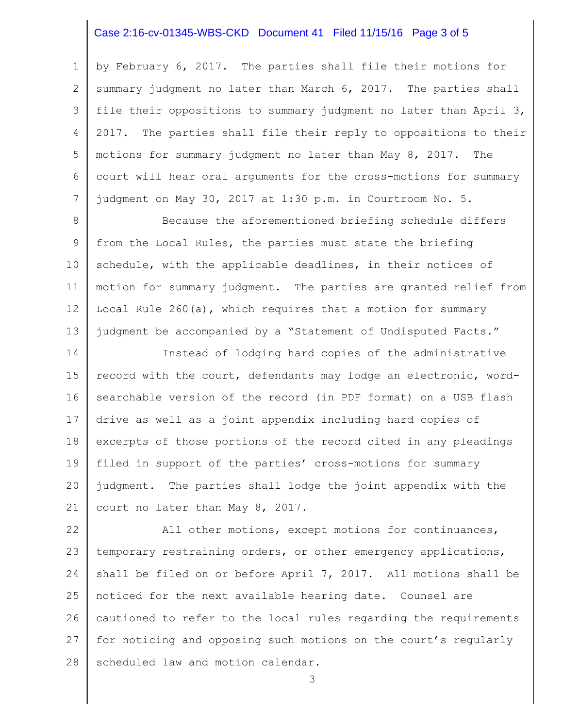by February 6, 2017. The parties shall file their motions for summary judgment no later than March 6, 2017. The parties shall file their oppositions to summary judgment no later than April 3, 2017. The parties shall file their reply to oppositions to their motions for summary judgment no later than May 8, 2017. The court will hear oral arguments for the cross-motions for summary judgment on May 30, 2017 at 1:30 p.m. in Courtroom No. 5.

Because the aforementioned briefing schedule differs from the Local Rules, the parties must state the briefing schedule, with the applicable deadlines, in their notices of motion for summary judgment. The parties are granted relief from Local Rule 260(a), which requires that a motion for summary judgment be accompanied by a "Statement of Undisputed Facts."

Instead of lodging hard copies of the administrative record with the court, defendants may lodge an electronic, word-searchable version of the record (in PDF format) on a USB flash drive as well as a joint appendix including hard copies of excerpts of those portions of the record cited in any pleadings filed in support of the parties' cross-motions for summary judgment. The parties shall lodge the joint appendix with the court no later than May 8, 2017.

All other motions, except motions for continuances, temporary restraining orders, or other emergency applications, shall be filed on or before April 7, 2017. All motions shall be noticed for the next available hearing date. Counsel are cautioned to refer to the local rules regarding the requirements for noticing and opposing such motions on the court's regularly scheduled law and motion calendar.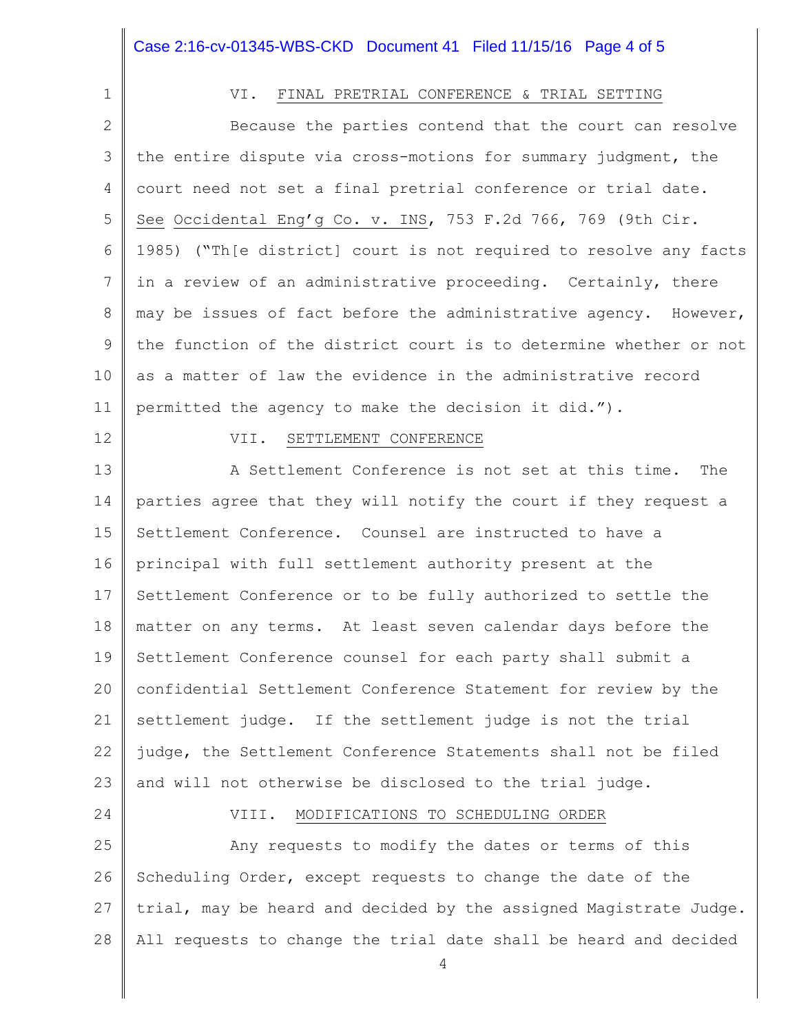## VI. FINAL PRETRIAL CONFERENCE & TRIAL SETTING

Because the parties contend that the court can resolve the entire dispute via cross-motions for summary judgment, the court need not set a final pretrial conference or trial date. See Occidental Eng'g Co. v. INS, 753 F.2d 766, 769 (9th Cir. 1985) ("Th[e district] court is not required to resolve any facts in a review of an administrative proceeding. Certainly, there may be issues of fact before the administrative agency. However, the function of the district court is to determine whether or not as a matter of law the evidence in the administrative record permitted the agency to make the decision it did.").

## VII. SETTLEMENT CONFERENCE

A Settlement Conference is not set at this time. The parties agree that they will notify the court if they request a Settlement Conference. Counsel are instructed to have a principal with full settlement authority present at the Settlement Conference or to be fully authorized to settle the matter on any terms. At least seven calendar days before the Settlement Conference counsel for each party shall submit a confidential Settlement Conference Statement for review by the settlement judge. If the settlement judge is not the trial judge, the Settlement Conference Statements shall not be filed and will not otherwise be disclosed to the trial judge.

## VIII. MODIFICATIONS TO SCHEDULING ORDER

Any requests to modify the dates or terms of this Scheduling Order, except requests to change the date of the trial, may be heard and decided by the assigned Magistrate Judge. All requests to change the trial date shall be heard and decided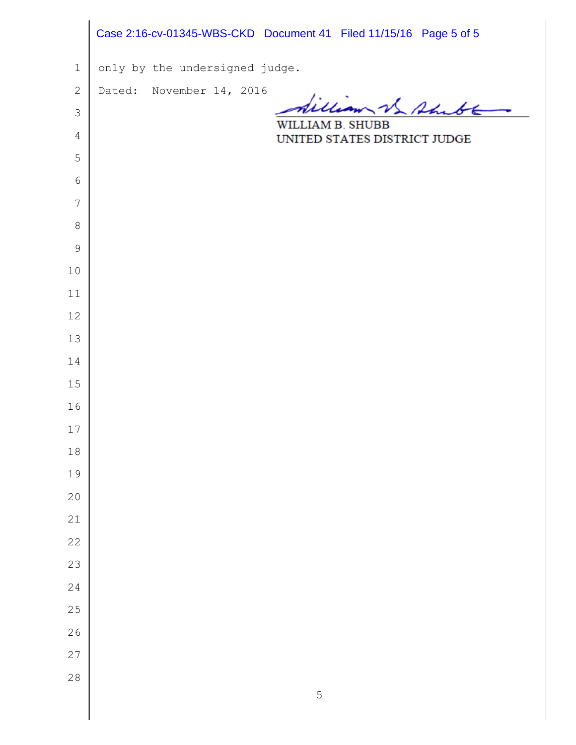only by the undersigned judge.

Dated: November 14, 2016

WILLIAM B. SHUBB
UNITED STATES DISTRICT JUDGE